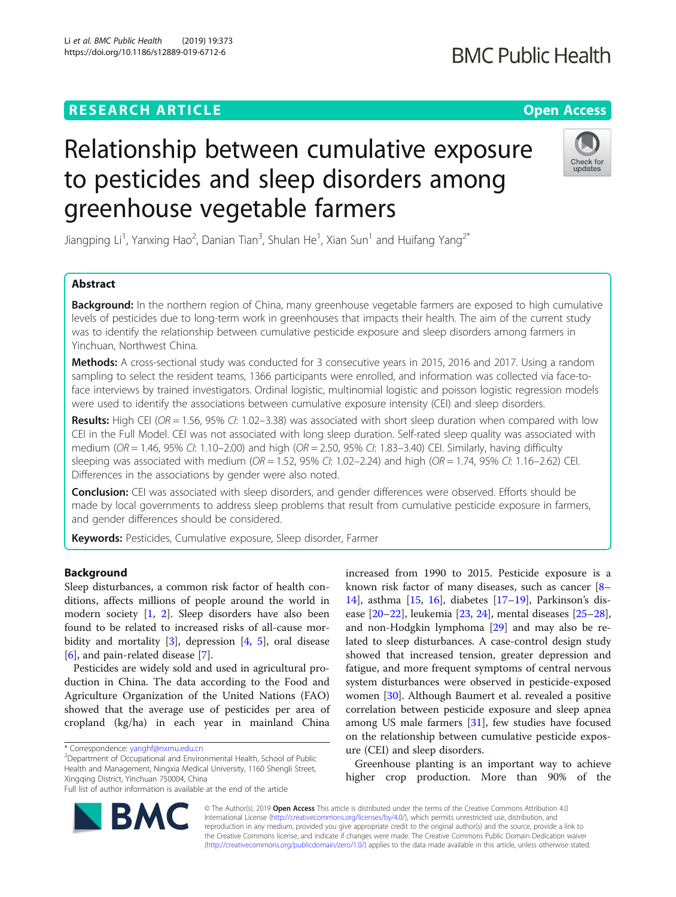# Relationship between cumulative exposure to pesticides and sleep disorders among greenhouse vegetable farmers

Jiangping Li[1], Yanxing Hao[2], Danian Tian[3], Shulan He[1], Xian Sun[1] and Huifang Yang[2*]

## Abstract

**Background:** In the northern region of China, many greenhouse vegetable farmers are exposed to high cumulative levels of pesticides due to long-term work in greenhouses that impacts their health. The aim of the current study was to identify the relationship between cumulative pesticide exposure and sleep disorders among farmers in Yinchuan, Northwest China.

**Methods:** A cross-sectional study was conducted for 3 consecutive years in 2015, 2016 and 2017. Using a random sampling to select the resident teams, 1366 participants were enrolled, and information was collected via face-to-face interviews by trained investigators. Ordinal logistic, multinomial logistic and poisson logistic regression models were used to identify the associations between cumulative exposure intensity (CEI) and sleep disorders.

**Results:** High CEI (*OR* = 1.56, 95% *CI*: 1.02–3.38) was associated with short sleep duration when compared with low CEI in the Full Model. CEI was not associated with long sleep duration. Self-rated sleep quality was associated with medium (*OR* = 1.46, 95% *CI*: 1.10–2.00) and high (*OR* = 2.50, 95% *CI*: 1.83–3.40) CEI. Similarly, having difficulty sleeping was associated with medium (*OR* = 1.52, 95% *CI*: 1.02–2.24) and high (*OR* = 1.74, 95% *CI*: 1.16–2.62) CEI. Differences in the associations by gender were also noted.

**Conclusion:** CEI was associated with sleep disorders, and gender differences were observed. Efforts should be made by local governments to address sleep problems that result from cumulative pesticide exposure in farmers, and gender differences should be considered.

**Keywords:** Pesticides, Cumulative exposure, Sleep disorder, Farmer

## Background

Sleep disturbances, a common risk factor of health conditions, affects millions of people around the world in modern society [1, 2]. Sleep disorders have also been found to be related to increased risks of all-cause morbidity and mortality [3], depression [4, 5], oral disease [6], and pain-related disease [7].

Pesticides are widely sold and used in agricultural production in China. The data according to the Food and Agriculture Organization of the United Nations (FAO) showed that the average use of pesticides per area of cropland (kg/ha) in each year in mainland China increased from 1990 to 2015. Pesticide exposure is a known risk factor of many diseases, such as cancer [8–14], asthma [15, 16], diabetes [17–19], Parkinson's disease [20–22], leukemia [23, 24], mental diseases [25–28], and non-Hodgkin lymphoma [29] and may also be related to sleep disturbances. A case-control design study showed that increased tension, greater depression and fatigue, and more frequent symptoms of central nervous system disturbances were observed in pesticide-exposed women [30]. Although Baumert et al. revealed a positive correlation between pesticide exposure and sleep apnea among US male farmers [31], few studies have focused on the relationship between cumulative pesticide exposure (CEI) and sleep disorders.

Greenhouse planting is an important way to achieve higher crop production. More than 90% of the

\* Correspondence: yanghf@nxmu.edu.cn
[2]Department of Occupational and Environmental Health, School of Public Health and Management, Ningxia Medical University, 1160 Shengli Street, Xingqing District, Yinchuan 750004, China
Full list of author information is available at the end of the article

© The Author(s). 2019 **Open Access** This article is distributed under the terms of the Creative Commons Attribution 4.0 International License (http://creativecommons.org/licenses/by/4.0/), which permits unrestricted use, distribution, and reproduction in any medium, provided you give appropriate credit to the original author(s) and the source, provide a link to the Creative Commons license, and indicate if changes were made. The Creative Commons Public Domain Dedication waiver (http://creativecommons.org/publicdomain/zero/1.0/) applies to the data made available in this article, unless otherwise stated.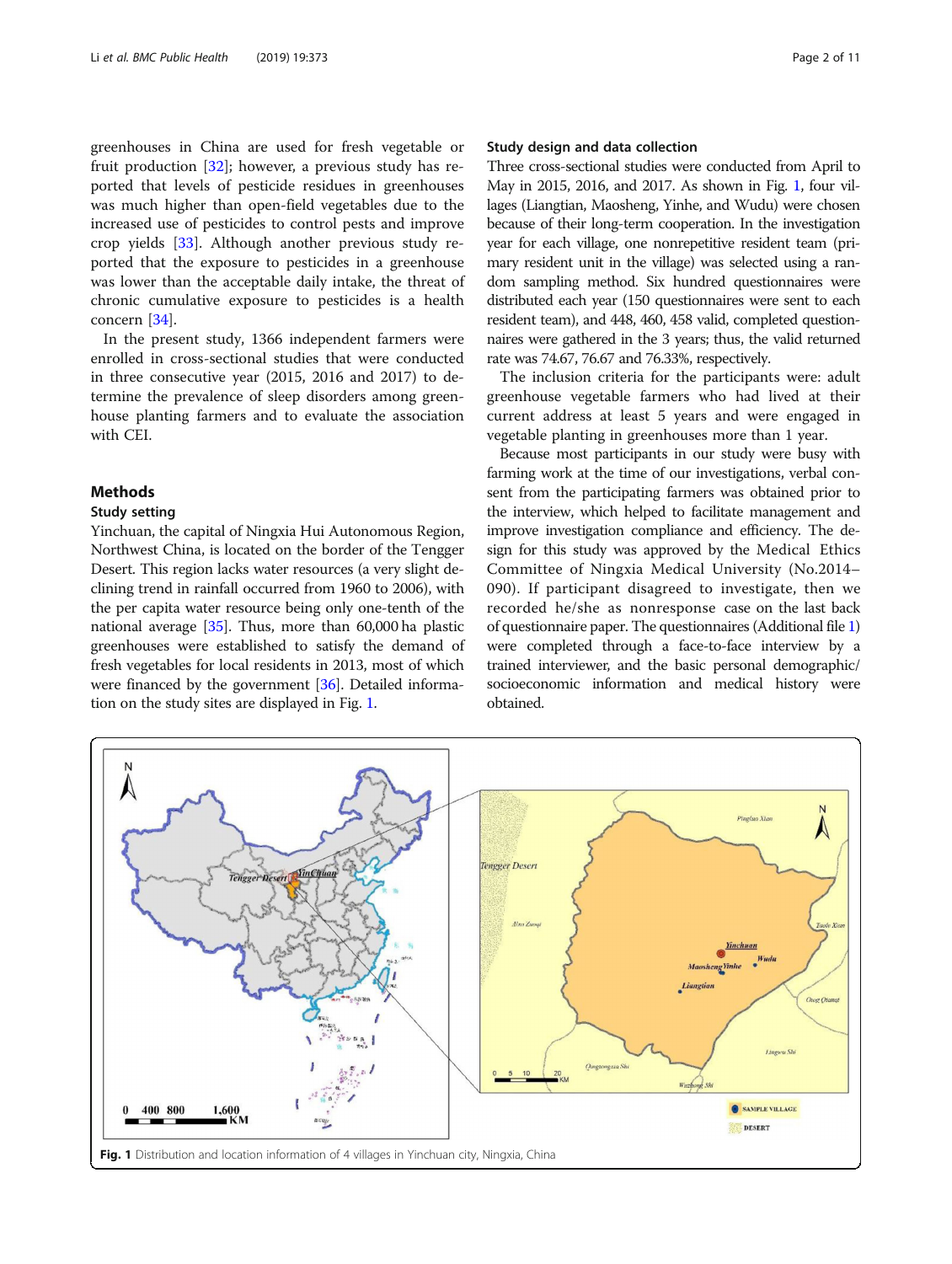greenhouses in China are used for fresh vegetable or fruit production [32]; however, a previous study has reported that levels of pesticide residues in greenhouses was much higher than open-field vegetables due to the increased use of pesticides to control pests and improve crop yields [33]. Although another previous study reported that the exposure to pesticides in a greenhouse was lower than the acceptable daily intake, the threat of chronic cumulative exposure to pesticides is a health concern [34].

In the present study, 1366 independent farmers were enrolled in cross-sectional studies that were conducted in three consecutive year (2015, 2016 and 2017) to determine the prevalence of sleep disorders among greenhouse planting farmers and to evaluate the association with CEI.

## Methods

### Study setting

Yinchuan, the capital of Ningxia Hui Autonomous Region, Northwest China, is located on the border of the Tengger Desert. This region lacks water resources (a very slight declining trend in rainfall occurred from 1960 to 2006), with the per capita water resource being only one-tenth of the national average [35]. Thus, more than 60,000 ha plastic greenhouses were established to satisfy the demand of fresh vegetables for local residents in 2013, most of which were financed by the government [36]. Detailed information on the study sites are displayed in Fig. 1.

### Study design and data collection

Three cross-sectional studies were conducted from April to May in 2015, 2016, and 2017. As shown in Fig. 1, four villages (Liangtian, Maosheng, Yinhe, and Wudu) were chosen because of their long-term cooperation. In the investigation year for each village, one nonrepetitive resident team (primary resident unit in the village) was selected using a random sampling method. Six hundred questionnaires were distributed each year (150 questionnaires were sent to each resident team), and 448, 460, 458 valid, completed questionnaires were gathered in the 3 years; thus, the valid returned rate was 74.67, 76.67 and 76.33%, respectively.

The inclusion criteria for the participants were: adult greenhouse vegetable farmers who had lived at their current address at least 5 years and were engaged in vegetable planting in greenhouses more than 1 year.

Because most participants in our study were busy with farming work at the time of our investigations, verbal consent from the participating farmers was obtained prior to the interview, which helped to facilitate management and improve investigation compliance and efficiency. The design for this study was approved by the Medical Ethics Committee of Ningxia Medical University (No.2014–090). If participant disagreed to investigate, then we recorded he/she as nonresponse case on the last back of questionnaire paper. The questionnaires (Additional file 1) were completed through a face-to-face interview by a trained interviewer, and the basic personal demographic/socioeconomic information and medical history were obtained.

**Fig. 1** Distribution and location information of 4 villages in Yinchuan city, Ningxia, China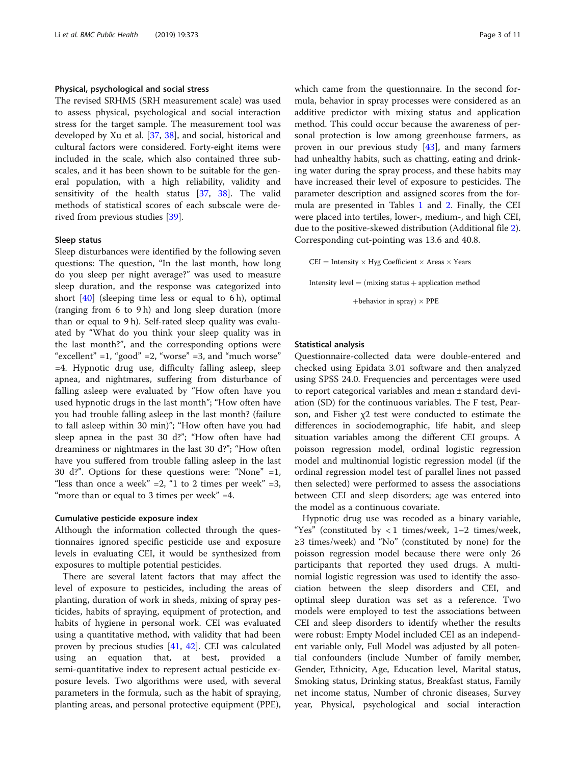### Physical, psychological and social stress

The revised SRHMS (SRH measurement scale) was used to assess physical, psychological and social interaction stress for the target sample. The measurement tool was developed by Xu et al. [37, 38], and social, historical and cultural factors were considered. Forty-eight items were included in the scale, which also contained three subscales, and it has been shown to be suitable for the general population, with a high reliability, validity and sensitivity of the health status [37, 38]. The valid methods of statistical scores of each subscale were derived from previous studies [39].

### Sleep status

Sleep disturbances were identified by the following seven questions: The question, "In the last month, how long do you sleep per night average?" was used to measure sleep duration, and the response was categorized into short [40] (sleeping time less or equal to 6 h), optimal (ranging from 6 to 9 h) and long sleep duration (more than or equal to 9 h). Self-rated sleep quality was evaluated by "What do you think your sleep quality was in the last month?", and the corresponding options were "excellent" =1, "good" =2, "worse" =3, and "much worse" =4. Hypnotic drug use, difficulty falling asleep, sleep apnea, and nightmares, suffering from disturbance of falling asleep were evaluated by "How often have you used hypnotic drugs in the last month"; "How often have you had trouble falling asleep in the last month? (failure to fall asleep within 30 min)"; "How often have you had sleep apnea in the past 30 d?"; "How often have had dreaminess or nightmares in the last 30 d?"; "How often have you suffered from trouble falling asleep in the last 30 d?". Options for these questions were: "None" =1, "less than once a week" =2, "1 to 2 times per week" =3, "more than or equal to 3 times per week" =4.

### Cumulative pesticide exposure index

Although the information collected through the questionnaires ignored specific pesticide use and exposure levels in evaluating CEI, it would be synthesized from exposures to multiple potential pesticides.

There are several latent factors that may affect the level of exposure to pesticides, including the areas of planting, duration of work in sheds, mixing of spray pesticides, habits of spraying, equipment of protection, and habits of hygiene in personal work. CEI was evaluated using a quantitative method, with validity that had been proven by precious studies [41, 42]. CEI was calculated using an equation that, at best, provided a semi-quantitative index to represent actual pesticide exposure levels. Two algorithms were used, with several parameters in the formula, such as the habit of spraying, planting areas, and personal protective equipment (PPE), which came from the questionnaire. In the second formula, behavior in spray processes were considered as an additive predictor with mixing status and application method. This could occur because the awareness of personal protection is low among greenhouse farmers, as proven in our previous study [43], and many farmers had unhealthy habits, such as chatting, eating and drinking water during the spray process, and these habits may have increased their level of exposure to pesticides. The parameter description and assigned scores from the formula are presented in Tables 1 and 2. Finally, the CEI were placed into tertiles, lower-, medium-, and high CEI, due to the positive-skewed distribution (Additional file 2). Corresponding cut-pointing was 13.6 and 40.8.

$$\text{CEI} = \text{Intensity} \times \text{Hyg Coefficient} \times \text{Areas} \times \text{Years}$$

$$\text{Intensity level} = (\text{mixing status} + \text{application method} + \text{behavior in spray}) \times \text{PPE}$$

### Statistical analysis

Questionnaire-collected data were double-entered and checked using Epidata 3.01 software and then analyzed using SPSS 24.0. Frequencies and percentages were used to report categorical variables and mean ± standard deviation (SD) for the continuous variables. The F test, Pearson, and Fisher $\chi 2$ test were conducted to estimate the differences in sociodemographic, life habit, and sleep situation variables among the different CEI groups. A poisson regression model, ordinal logistic regression model and multinomial logistic regression model (if the ordinal regression model test of parallel lines not passed then selected) were performed to assess the associations between CEI and sleep disorders; age was entered into the model as a continuous covariate.

Hypnotic drug use was recoded as a binary variable, "Yes" (constituted by < 1 times/week, 1–2 times/week, ≥3 times/week) and "No" (constituted by none) for the poisson regression model because there were only 26 participants that reported they used drugs. A multinomial logistic regression was used to identify the association between the sleep disorders and CEI, and optimal sleep duration was set as a reference. Two models were employed to test the associations between CEI and sleep disorders to identify whether the results were robust: Empty Model included CEI as an independent variable only, Full Model was adjusted by all potential confounders (include Number of family member, Gender, Ethnicity, Age, Education level, Marital status, Smoking status, Drinking status, Breakfast status, Family net income status, Number of chronic diseases, Survey year, Physical, psychological and social interaction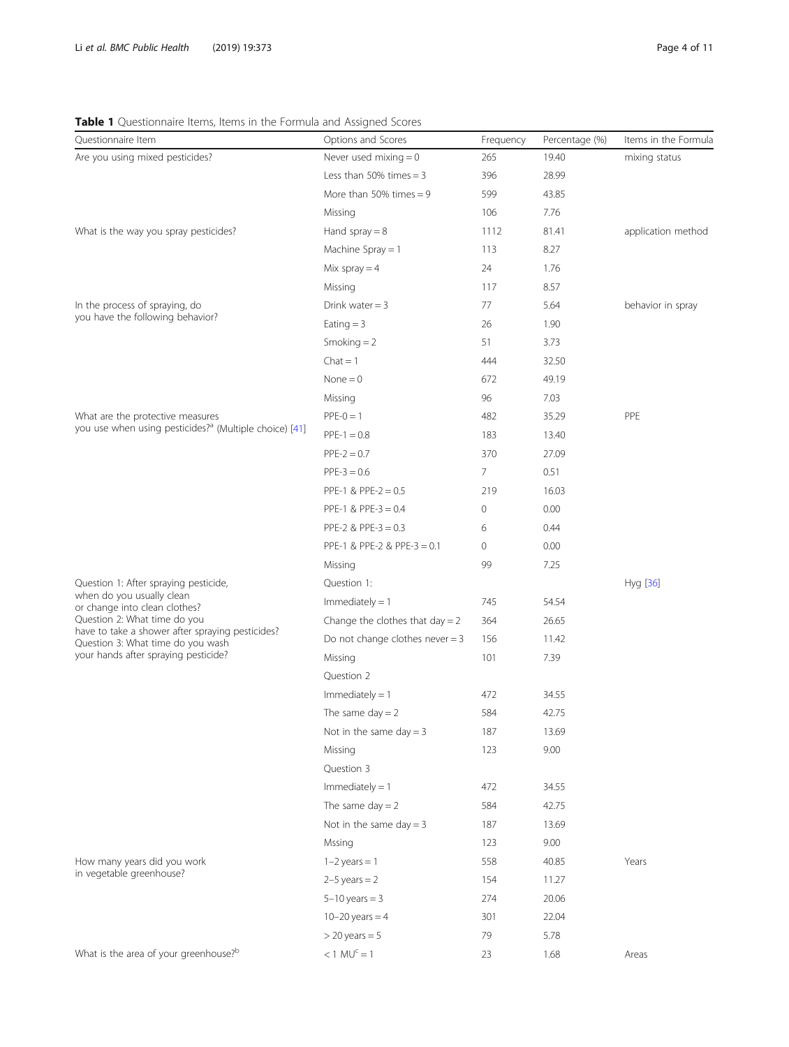**Table 1** Questionnaire Items, Items in the Formula and Assigned Scores

| Questionnaire Item | Options and Scores | Frequency | Percentage (%) | Items in the Formula |
|---|---|---|---|---|
| Are you using mixed pesticides? | Never used mixing = 0 | 265 | 19.40 | mixing status |
| | Less than 50% times = 3 | 396 | 28.99 | |
| | More than 50% times = 9 | 599 | 43.85 | |
| | Missing | 106 | 7.76 | |
| What is the way you spray pesticides? | Hand spray = 8 | 1112 | 81.41 | application method |
| | Machine Spray = 1 | 113 | 8.27 | |
| | Mix spray = 4 | 24 | 1.76 | |
| | Missing | 117 | 8.57 | |
| In the process of spraying, do you have the following behavior? | Drink water = 3 | 77 | 5.64 | behavior in spray |
| | Eating = 3 | 26 | 1.90 | |
| | Smoking = 2 | 51 | 3.73 | |
| | Chat = 1 | 444 | 32.50 | |
| | None = 0 | 672 | 49.19 | |
| | Missing | 96 | 7.03 | |
| What are the protective measures you use when using pesticides?[a] (Multiple choice) [41] | PPE-0 = 1 | 482 | 35.29 | PPE |
| | PPE-1 = 0.8 | 183 | 13.40 | |
| | PPE-2 = 0.7 | 370 | 27.09 | |
| | PPE-3 = 0.6 | 7 | 0.51 | |
| | PPE-1 & PPE-2 = 0.5 | 219 | 16.03 | |
| | PPE-1 & PPE-3 = 0.4 | 0 | 0.00 | |
| | PPE-2 & PPE-3 = 0.3 | 6 | 0.44 | |
| | PPE-1 & PPE-2 & PPE-3 = 0.1 | 0 | 0.00 | |
| | Missing | 99 | 7.25 | |
| Question 1: After spraying pesticide, when do you usually clean or change into clean clothes? Question 2: What time do you have to take a shower after spraying pesticides? Question 3: What time do you wash your hands after spraying pesticide? | Question 1: | | | Hyg [36] |
| | Immediately = 1 | 745 | 54.54 | |
| | Change the clothes that day = 2 | 364 | 26.65 | |
| | Do not change clothes never = 3 | 156 | 11.42 | |
| | Missing | 101 | 7.39 | |
| | Question 2 | | | |
| | Immediately = 1 | 472 | 34.55 | |
| | The same day = 2 | 584 | 42.75 | |
| | Not in the same day = 3 | 187 | 13.69 | |
| | Missing | 123 | 9.00 | |
| | Question 3 | | | |
| | Immediately = 1 | 472 | 34.55 | |
| | The same day = 2 | 584 | 42.75 | |
| | Not in the same day = 3 | 187 | 13.69 | |
| | Mssing | 123 | 9.00 | |
| How many years did you work in vegetable greenhouse? | 1–2 years = 1 | 558 | 40.85 | Years |
| | 2–5 years = 2 | 154 | 11.27 | |
| | 5–10 years = 3 | 274 | 20.06 | |
| | 10–20 years = 4 | 301 | 22.04 | |
| | > 20 years = 5 | 79 | 5.78 | |
| What is the area of your greenhouse?[b] | < 1 MU[c] = 1 | 23 | 1.68 | Areas |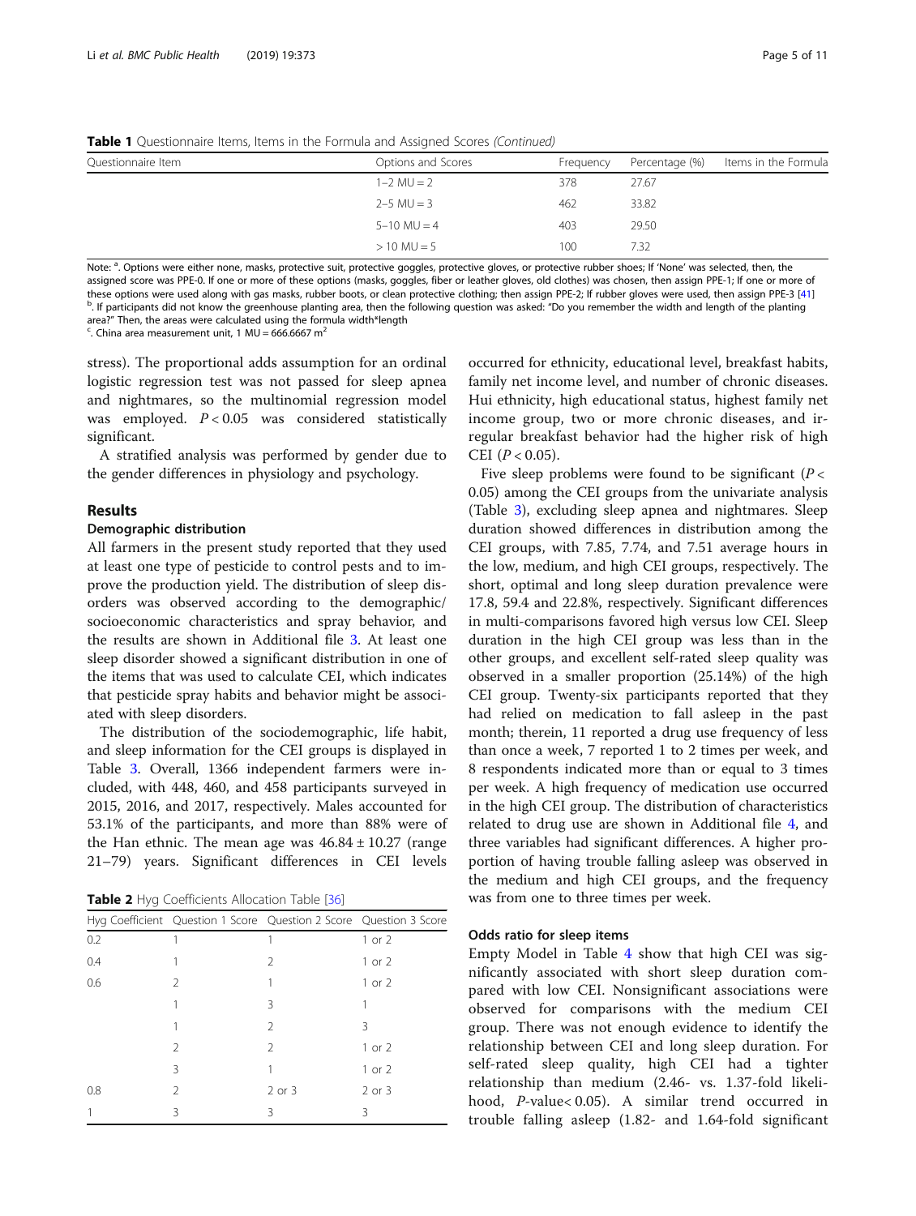**Table 1** Questionnaire Items, Items in the Formula and Assigned Scores *(Continued)*

| Questionnaire Item | Options and Scores | Frequency | Percentage (%) | Items in the Formula |
|---|---|---|---|---|
| | 1–2 MU = 2 | 378 | 27.67 | |
| | 2–5 MU = 3 | 462 | 33.82 | |
| | 5–10 MU = 4 | 403 | 29.50 | |
| | > 10 MU = 5 | 100 | 7.32 | |

Note: [a]. Options were either none, masks, protective suit, protective goggles, protective gloves, or protective rubber shoes; If 'None' was selected, then, the assigned score was PPE-0. If one or more of these options (masks, goggles, fiber or leather gloves, old clothes) was chosen, then assign PPE-1; If one or more of these options were used along with gas masks, rubber boots, or clean protective clothing; then assign PPE-2; If rubber gloves were used, then assign PPE-3 [41]
[b]. If participants did not know the greenhouse planting area, then the following question was asked: "Do you remember the width and length of the planting area?" Then, the areas were calculated using the formula width*length
[c]. China area measurement unit, 1 MU = 666.6667 $m^2$

stress). The proportional adds assumption for an ordinal logistic regression test was not passed for sleep apnea and nightmares, so the multinomial regression model was employed. $P < 0.05$ was considered statistically significant.

A stratified analysis was performed by gender due to the gender differences in physiology and psychology.

## Results

### Demographic distribution

All farmers in the present study reported that they used at least one type of pesticide to control pests and to improve the production yield. The distribution of sleep disorders was observed according to the demographic/ socioeconomic characteristics and spray behavior, and the results are shown in Additional file 3. At least one sleep disorder showed a significant distribution in one of the items that was used to calculate CEI, which indicates that pesticide spray habits and behavior might be associated with sleep disorders.

The distribution of the sociodemographic, life habit, and sleep information for the CEI groups is displayed in Table 3. Overall, 1366 independent farmers were included, with 448, 460, and 458 participants surveyed in 2015, 2016, and 2017, respectively. Males accounted for 53.1% of the participants, and more than 88% were of the Han ethnic. The mean age was 46.84 ± 10.27 (range 21–79) years. Significant differences in CEI levels occurred for ethnicity, educational level, breakfast habits, family net income level, and number of chronic diseases. Hui ethnicity, high educational status, highest family net income group, two or more chronic diseases, and irregular breakfast behavior had the higher risk of high CEI ($P < 0.05$).

Five sleep problems were found to be significant ($P < 0.05$) among the CEI groups from the univariate analysis (Table 3), excluding sleep apnea and nightmares. Sleep duration showed differences in distribution among the CEI groups, with 7.85, 7.74, and 7.51 average hours in the low, medium, and high CEI groups, respectively. The short, optimal and long sleep duration prevalence were 17.8, 59.4 and 22.8%, respectively. Significant differences in multi-comparisons favored high versus low CEI. Sleep duration in the high CEI group was less than in the other groups, and excellent self-rated sleep quality was observed in a smaller proportion (25.14%) of the high CEI group. Twenty-six participants reported that they had relied on medication to fall asleep in the past month; therein, 11 reported a drug use frequency of less than once a week, 7 reported 1 to 2 times per week, and 8 respondents indicated more than or equal to 3 times per week. A high frequency of medication use occurred in the high CEI group. The distribution of characteristics related to drug use are shown in Additional file 4, and three variables had significant differences. A higher proportion of having trouble falling asleep was observed in the medium and high CEI groups, and the frequency was from one to three times per week.

**Table 2** Hyg Coefficients Allocation Table [36]

| Hyg Coefficient | Question 1 Score | Question 2 Score | Question 3 Score |
|---|---|---|---|
| 0.2 | 1 | 1 | 1 or 2 |
| 0.4 | 1 | 2 | 1 or 2 |
| 0.6 | 2 | 1 | 1 or 2 |
| | 1 | 3 | 1 |
| | 1 | 2 | 3 |
| | 2 | 2 | 1 or 2 |
| | 3 | 1 | 1 or 2 |
| 0.8 | 2 | 2 or 3 | 2 or 3 |
| 1 | 3 | 3 | 3 |

### Odds ratio for sleep items

Empty Model in Table 4 show that high CEI was significantly associated with short sleep duration compared with low CEI. Nonsignificant associations were observed for comparisons with the medium CEI group. There was not enough evidence to identify the relationship between CEI and long sleep duration. For self-rated sleep quality, high CEI had a tighter relationship than medium (2.46- vs. 1.37-fold likelihood, $P$-value< 0.05). A similar trend occurred in trouble falling asleep (1.82- and 1.64-fold significant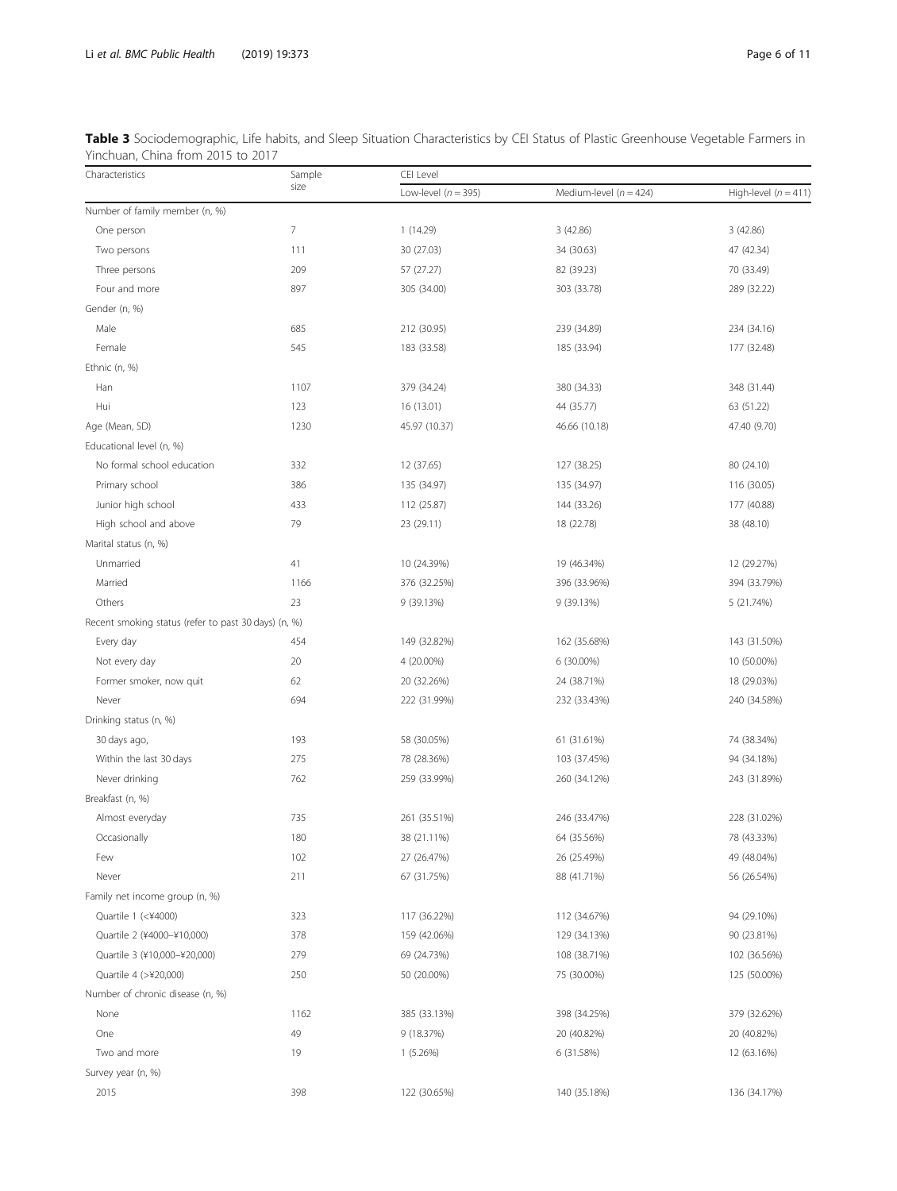**Table 3** Sociodemographic, Life habits, and Sleep Situation Characteristics by CEI Status of Plastic Greenhouse Vegetable Farmers in Yinchuan, China from 2015 to 2017

| Characteristics | Sample size | CEI Level | | |
|---|---|---|---|---|
| | | Low-level (*n* = 395) | Medium-level (*n* = 424) | High-level (*n* = 411) |
| Number of family member (n, %) | | | | |
| One person | 7 | 1 (14.29) | 3 (42.86) | 3 (42.86) |
| Two persons | 111 | 30 (27.03) | 34 (30.63) | 47 (42.34) |
| Three persons | 209 | 57 (27.27) | 82 (39.23) | 70 (33.49) |
| Four and more | 897 | 305 (34.00) | 303 (33.78) | 289 (32.22) |
| Gender (n, %) | | | | |
| Male | 685 | 212 (30.95) | 239 (34.89) | 234 (34.16) |
| Female | 545 | 183 (33.58) | 185 (33.94) | 177 (32.48) |
| Ethnic (n, %) | | | | |
| Han | 1107 | 379 (34.24) | 380 (34.33) | 348 (31.44) |
| Hui | 123 | 16 (13.01) | 44 (35.77) | 63 (51.22) |
| Age (Mean, SD) | 1230 | 45.97 (10.37) | 46.66 (10.18) | 47.40 (9.70) |
| Educational level (n, %) | | | | |
| No formal school education | 332 | 12 (37.65) | 127 (38.25) | 80 (24.10) |
| Primary school | 386 | 135 (34.97) | 135 (34.97) | 116 (30.05) |
| Junior high school | 433 | 112 (25.87) | 144 (33.26) | 177 (40.88) |
| High school and above | 79 | 23 (29.11) | 18 (22.78) | 38 (48.10) |
| Marital status (n, %) | | | | |
| Unmarried | 41 | 10 (24.39%) | 19 (46.34%) | 12 (29.27%) |
| Married | 1166 | 376 (32.25%) | 396 (33.96%) | 394 (33.79%) |
| Others | 23 | 9 (39.13%) | 9 (39.13%) | 5 (21.74%) |
| Recent smoking status (refer to past 30 days) (n, %) | | | | |
| Every day | 454 | 149 (32.82%) | 162 (35.68%) | 143 (31.50%) |
| Not every day | 20 | 4 (20.00%) | 6 (30.00%) | 10 (50.00%) |
| Former smoker, now quit | 62 | 20 (32.26%) | 24 (38.71%) | 18 (29.03%) |
| Never | 694 | 222 (31.99%) | 232 (33.43%) | 240 (34.58%) |
| Drinking status (n, %) | | | | |
| 30 days ago, | 193 | 58 (30.05%) | 61 (31.61%) | 74 (38.34%) |
| Within the last 30 days | 275 | 78 (28.36%) | 103 (37.45%) | 94 (34.18%) |
| Never drinking | 762 | 259 (33.99%) | 260 (34.12%) | 243 (31.89%) |
| Breakfast (n, %) | | | | |
| Almost everyday | 735 | 261 (35.51%) | 246 (33.47%) | 228 (31.02%) |
| Occasionally | 180 | 38 (21.11%) | 64 (35.56%) | 78 (43.33%) |
| Few | 102 | 27 (26.47%) | 26 (25.49%) | 49 (48.04%) |
| Never | 211 | 67 (31.75%) | 88 (41.71%) | 56 (26.54%) |
| Family net income group (n, %) | | | | |
| Quartile 1 (<¥4000) | 323 | 117 (36.22%) | 112 (34.67%) | 94 (29.10%) |
| Quartile 2 (¥4000–¥10,000) | 378 | 159 (42.06%) | 129 (34.13%) | 90 (23.81%) |
| Quartile 3 (¥10,000–¥20,000) | 279 | 69 (24.73%) | 108 (38.71%) | 102 (36.56%) |
| Quartile 4 (>¥20,000) | 250 | 50 (20.00%) | 75 (30.00%) | 125 (50.00%) |
| Number of chronic disease (n, %) | | | | |
| None | 1162 | 385 (33.13%) | 398 (34.25%) | 379 (32.62%) |
| One | 49 | 9 (18.37%) | 20 (40.82%) | 20 (40.82%) |
| Two and more | 19 | 1 (5.26%) | 6 (31.58%) | 12 (63.16%) |
| Survey year (n, %) | | | | |
| 2015 | 398 | 122 (30.65%) | 140 (35.18%) | 136 (34.17%) |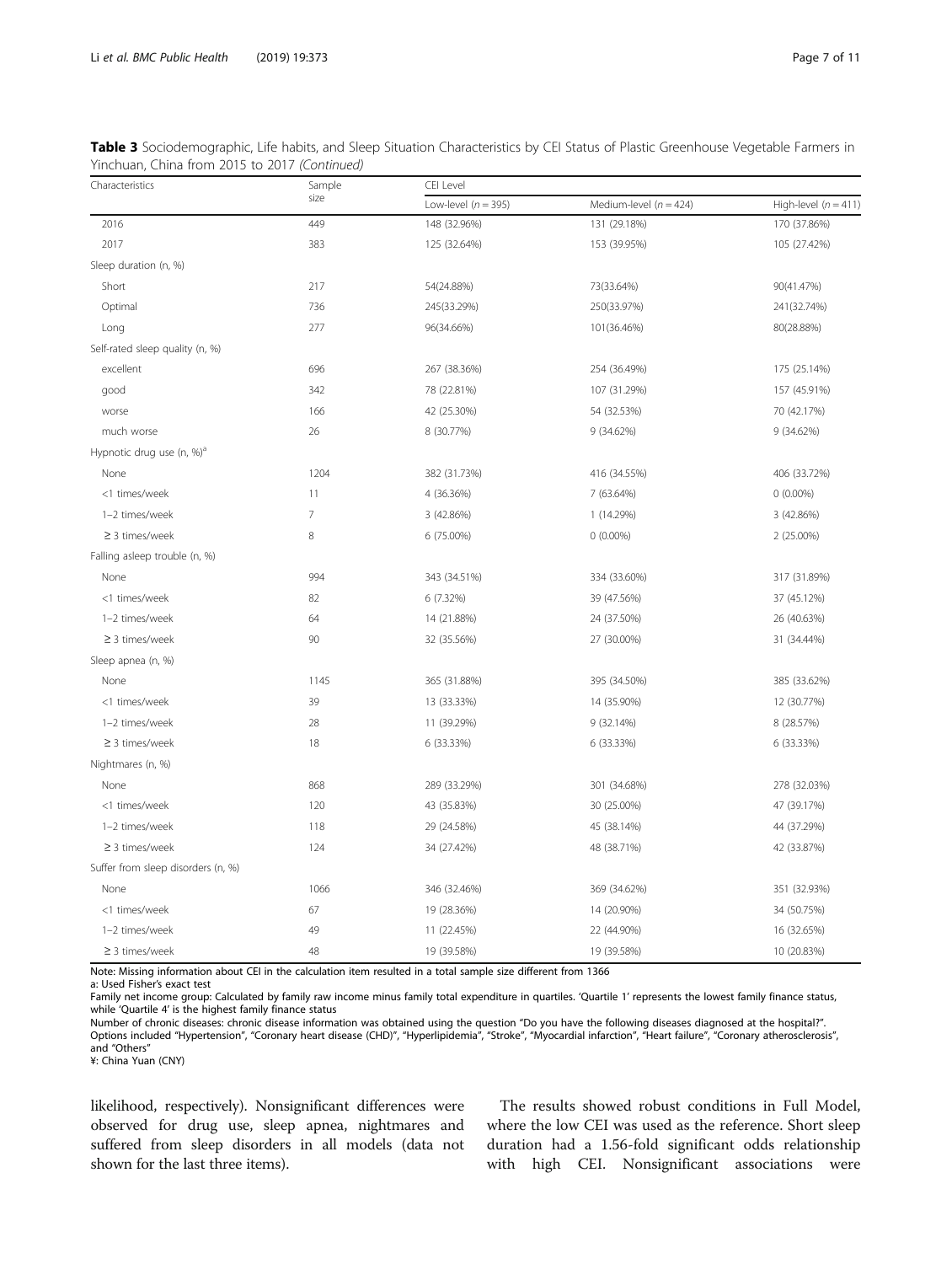**Table 3** Sociodemographic, Life habits, and Sleep Situation Characteristics by CEI Status of Plastic Greenhouse Vegetable Farmers in Yinchuan, China from 2015 to 2017 *(Continued)*

| Characteristics | Sample size | CEI Level | | |
|---|---|---|---|---|
| | | Low-level ($n = 395$) | Medium-level ($n = 424$) | High-level ($n = 411$) |
| 2016 | 449 | 148 (32.96%) | 131 (29.18%) | 170 (37.86%) |
| 2017 | 383 | 125 (32.64%) | 153 (39.95%) | 105 (27.42%) |
| Sleep duration (n, %) | | | | |
| Short | 217 | 54(24.88%) | 73(33.64%) | 90(41.47%) |
| Optimal | 736 | 245(33.29%) | 250(33.97%) | 241(32.74%) |
| Long | 277 | 96(34.66%) | 101(36.46%) | 80(28.88%) |
| Self-rated sleep quality (n, %) | | | | |
| excellent | 696 | 267 (38.36%) | 254 (36.49%) | 175 (25.14%) |
| good | 342 | 78 (22.81%) | 107 (31.29%) | 157 (45.91%) |
| worse | 166 | 42 (25.30%) | 54 (32.53%) | 70 (42.17%) |
| much worse | 26 | 8 (30.77%) | 9 (34.62%) | 9 (34.62%) |
| Hypnotic drug use (n, %)[a] | | | | |
| None | 1204 | 382 (31.73%) | 416 (34.55%) | 406 (33.72%) |
| <1 times/week | 11 | 4 (36.36%) | 7 (63.64%) | 0 (0.00%) |
| 1–2 times/week | 7 | 3 (42.86%) | 1 (14.29%) | 3 (42.86%) |
| ≥ 3 times/week | 8 | 6 (75.00%) | 0 (0.00%) | 2 (25.00%) |
| Falling asleep trouble (n, %) | | | | |
| None | 994 | 343 (34.51%) | 334 (33.60%) | 317 (31.89%) |
| <1 times/week | 82 | 6 (7.32%) | 39 (47.56%) | 37 (45.12%) |
| 1–2 times/week | 64 | 14 (21.88%) | 24 (37.50%) | 26 (40.63%) |
| ≥ 3 times/week | 90 | 32 (35.56%) | 27 (30.00%) | 31 (34.44%) |
| Sleep apnea (n, %) | | | | |
| None | 1145 | 365 (31.88%) | 395 (34.50%) | 385 (33.62%) |
| <1 times/week | 39 | 13 (33.33%) | 14 (35.90%) | 12 (30.77%) |
| 1–2 times/week | 28 | 11 (39.29%) | 9 (32.14%) | 8 (28.57%) |
| ≥ 3 times/week | 18 | 6 (33.33%) | 6 (33.33%) | 6 (33.33%) |
| Nightmares (n, %) | | | | |
| None | 868 | 289 (33.29%) | 301 (34.68%) | 278 (32.03%) |
| <1 times/week | 120 | 43 (35.83%) | 30 (25.00%) | 47 (39.17%) |
| 1–2 times/week | 118 | 29 (24.58%) | 45 (38.14%) | 44 (37.29%) |
| ≥ 3 times/week | 124 | 34 (27.42%) | 48 (38.71%) | 42 (33.87%) |
| Suffer from sleep disorders (n, %) | | | | |
| None | 1066 | 346 (32.46%) | 369 (34.62%) | 351 (32.93%) |
| <1 times/week | 67 | 19 (28.36%) | 14 (20.90%) | 34 (50.75%) |
| 1–2 times/week | 49 | 11 (22.45%) | 22 (44.90%) | 16 (32.65%) |
| ≥ 3 times/week | 48 | 19 (39.58%) | 19 (39.58%) | 10 (20.83%) |

Note: Missing information about CEI in the calculation item resulted in a total sample size different from 1366

a: Used Fisher's exact test

Family net income group: Calculated by family raw income minus family total expenditure in quartiles. 'Quartile 1' represents the lowest family finance status, while 'Quartile 4' is the highest family finance status

Number of chronic diseases: chronic disease information was obtained using the question "Do you have the following diseases diagnosed at the hospital?". Options included "Hypertension", "Coronary heart disease (CHD)", "Hyperlipidemia", "Stroke", "Myocardial infarction", "Heart failure", "Coronary atherosclerosis", and "Others"

¥: China Yuan (CNY)

likelihood, respectively). Nonsignificant differences were observed for drug use, sleep apnea, nightmares and suffered from sleep disorders in all models (data not shown for the last three items).

The results showed robust conditions in Full Model, where the low CEI was used as the reference. Short sleep duration had a 1.56-fold significant odds relationship with high CEI. Nonsignificant associations were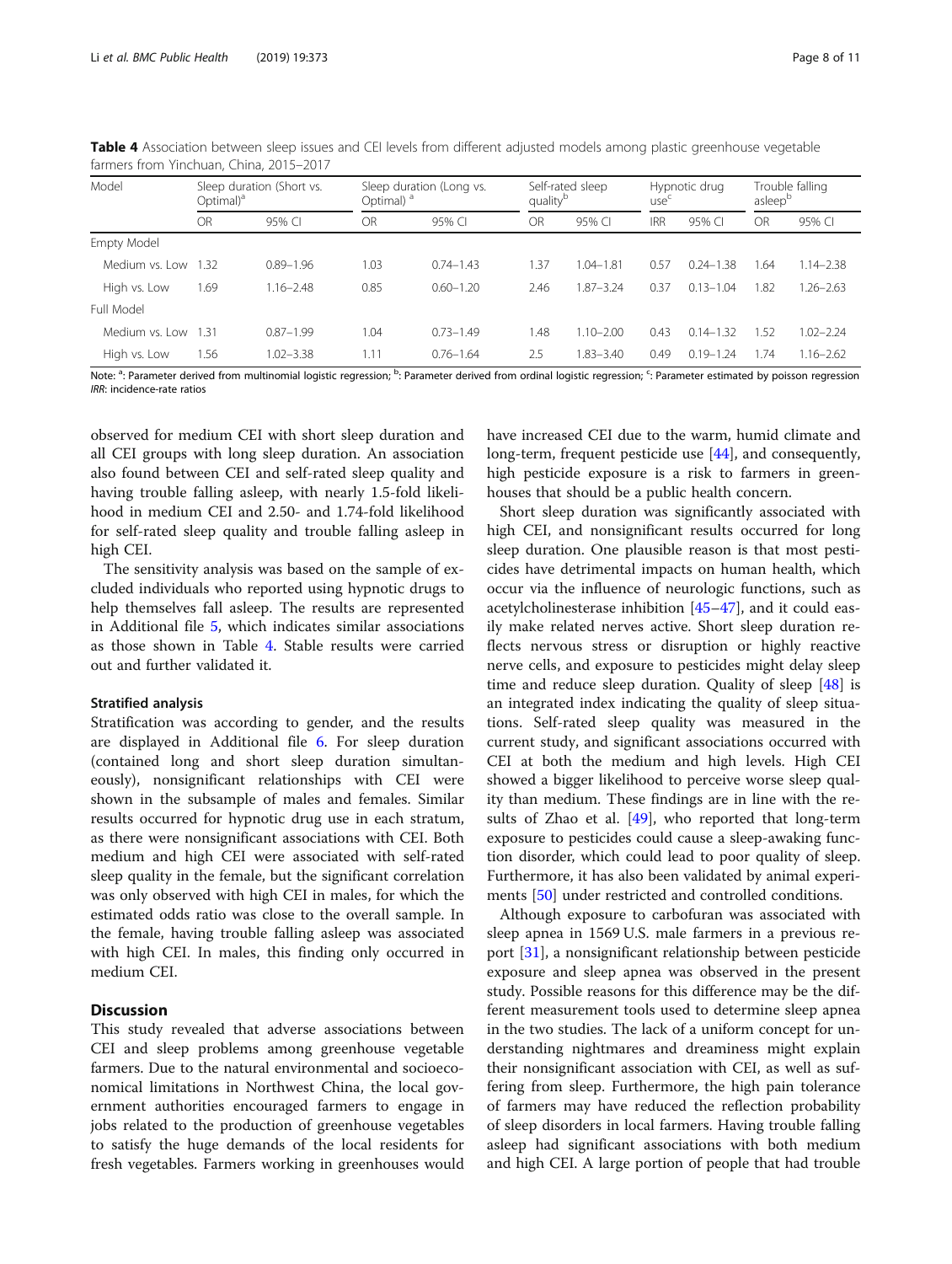**Table 4** Association between sleep issues and CEI levels from different adjusted models among plastic greenhouse vegetable farmers from Yinchuan, China, 2015–2017

| Model | Sleep duration (Short vs. Optimal)[a] | | Sleep duration (Long vs. Optimal)[a] | | Self-rated sleep quality[b] | | Hypnotic drug use[c] | | Trouble falling asleep[b] | |
|---|---|---|---|---|---|---|---|---|---|---|
| | OR | 95% CI | OR | 95% CI | OR | 95% CI | IRR | 95% CI | OR | 95% CI |
| Empty Model | | | | | | | | | | |
| Medium vs. Low | 1.32 | 0.89–1.96 | 1.03 | 0.74–1.43 | 1.37 | 1.04–1.81 | 0.57 | 0.24–1.38 | 1.64 | 1.14–2.38 |
| High vs. Low | 1.69 | 1.16–2.48 | 0.85 | 0.60–1.20 | 2.46 | 1.87–3.24 | 0.37 | 0.13–1.04 | 1.82 | 1.26–2.63 |
| Full Model | | | | | | | | | | |
| Medium vs. Low | 1.31 | 0.87–1.99 | 1.04 | 0.73–1.49 | 1.48 | 1.10–2.00 | 0.43 | 0.14–1.32 | 1.52 | 1.02–2.24 |
| High vs. Low | 1.56 | 1.02–3.38 | 1.11 | 0.76–1.64 | 2.5 | 1.83–3.40 | 0.49 | 0.19–1.24 | 1.74 | 1.16–2.62 |

Note: [a]: Parameter derived from multinomial logistic regression; [b]: Parameter derived from ordinal logistic regression; [c]: Parameter estimated by poisson regression
*IRR*: incidence-rate ratios

observed for medium CEI with short sleep duration and all CEI groups with long sleep duration. An association also found between CEI and self-rated sleep quality and having trouble falling asleep, with nearly 1.5-fold likelihood in medium CEI and 2.50- and 1.74-fold likelihood for self-rated sleep quality and trouble falling asleep in high CEI.

The sensitivity analysis was based on the sample of excluded individuals who reported using hypnotic drugs to help themselves fall asleep. The results are represented in Additional file 5, which indicates similar associations as those shown in Table 4. Stable results were carried out and further validated it.

#### Stratified analysis

Stratification was according to gender, and the results are displayed in Additional file 6. For sleep duration (contained long and short sleep duration simultaneously), nonsignificant relationships with CEI were shown in the subsample of males and females. Similar results occurred for hypnotic drug use in each stratum, as there were nonsignificant associations with CEI. Both medium and high CEI were associated with self-rated sleep quality in the female, but the significant correlation was only observed with high CEI in males, for which the estimated odds ratio was close to the overall sample. In the female, having trouble falling asleep was associated with high CEI. In males, this finding only occurred in medium CEI.

## Discussion

This study revealed that adverse associations between CEI and sleep problems among greenhouse vegetable farmers. Due to the natural environmental and socioeconomical limitations in Northwest China, the local government authorities encouraged farmers to engage in jobs related to the production of greenhouse vegetables to satisfy the huge demands of the local residents for fresh vegetables. Farmers working in greenhouses would have increased CEI due to the warm, humid climate and long-term, frequent pesticide use [44], and consequently, high pesticide exposure is a risk to farmers in greenhouses that should be a public health concern.

Short sleep duration was significantly associated with high CEI, and nonsignificant results occurred for long sleep duration. One plausible reason is that most pesticides have detrimental impacts on human health, which occur via the influence of neurologic functions, such as acetylcholinesterase inhibition [45–47], and it could easily make related nerves active. Short sleep duration reflects nervous stress or disruption or highly reactive nerve cells, and exposure to pesticides might delay sleep time and reduce sleep duration. Quality of sleep [48] is an integrated index indicating the quality of sleep situations. Self-rated sleep quality was measured in the current study, and significant associations occurred with CEI at both the medium and high levels. High CEI showed a bigger likelihood to perceive worse sleep quality than medium. These findings are in line with the results of Zhao et al. [49], who reported that long-term exposure to pesticides could cause a sleep-awaking function disorder, which could lead to poor quality of sleep. Furthermore, it has also been validated by animal experiments [50] under restricted and controlled conditions.

Although exposure to carbofuran was associated with sleep apnea in 1569 U.S. male farmers in a previous report [31], a nonsignificant relationship between pesticide exposure and sleep apnea was observed in the present study. Possible reasons for this difference may be the different measurement tools used to determine sleep apnea in the two studies. The lack of a uniform concept for understanding nightmares and dreaminess might explain their nonsignificant association with CEI, as well as suffering from sleep. Furthermore, the high pain tolerance of farmers may have reduced the reflection probability of sleep disorders in local farmers. Having trouble falling asleep had significant associations with both medium and high CEI. A large portion of people that had trouble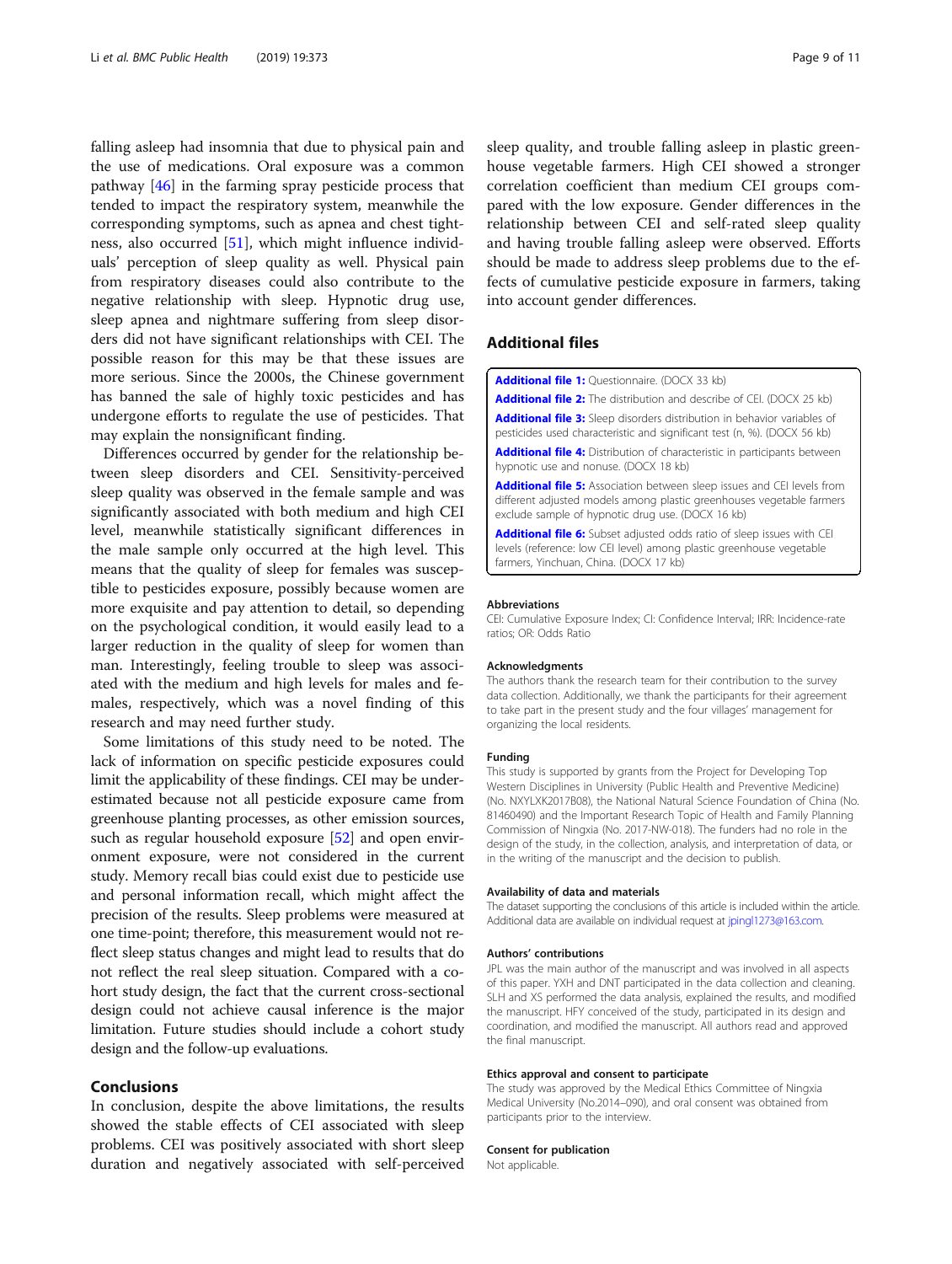falling asleep had insomnia that due to physical pain and the use of medications. Oral exposure was a common pathway [46] in the farming spray pesticide process that tended to impact the respiratory system, meanwhile the corresponding symptoms, such as apnea and chest tightness, also occurred [51], which might influence individuals' perception of sleep quality as well. Physical pain from respiratory diseases could also contribute to the negative relationship with sleep. Hypnotic drug use, sleep apnea and nightmare suffering from sleep disorders did not have significant relationships with CEI. The possible reason for this may be that these issues are more serious. Since the 2000s, the Chinese government has banned the sale of highly toxic pesticides and has undergone efforts to regulate the use of pesticides. That may explain the nonsignificant finding.

Differences occurred by gender for the relationship between sleep disorders and CEI. Sensitivity-perceived sleep quality was observed in the female sample and was significantly associated with both medium and high CEI level, meanwhile statistically significant differences in the male sample only occurred at the high level. This means that the quality of sleep for females was susceptible to pesticides exposure, possibly because women are more exquisite and pay attention to detail, so depending on the psychological condition, it would easily lead to a larger reduction in the quality of sleep for women than man. Interestingly, feeling trouble to sleep was associated with the medium and high levels for males and females, respectively, which was a novel finding of this research and may need further study.

Some limitations of this study need to be noted. The lack of information on specific pesticide exposures could limit the applicability of these findings. CEI may be underestimated because not all pesticide exposure came from greenhouse planting processes, as other emission sources, such as regular household exposure [52] and open environment exposure, were not considered in the current study. Memory recall bias could exist due to pesticide use and personal information recall, which might affect the precision of the results. Sleep problems were measured at one time-point; therefore, this measurement would not reflect sleep status changes and might lead to results that do not reflect the real sleep situation. Compared with a cohort study design, the fact that the current cross-sectional design could not achieve causal inference is the major limitation. Future studies should include a cohort study design and the follow-up evaluations.

## Conclusions

In conclusion, despite the above limitations, the results showed the stable effects of CEI associated with sleep problems. CEI was positively associated with short sleep duration and negatively associated with self-perceived sleep quality, and trouble falling asleep in plastic greenhouse vegetable farmers. High CEI showed a stronger correlation coefficient than medium CEI groups compared with the low exposure. Gender differences in the relationship between CEI and self-rated sleep quality and having trouble falling asleep were observed. Efforts should be made to address sleep problems due to the effects of cumulative pesticide exposure in farmers, taking into account gender differences.

## Additional files

**Additional file 1:** Questionnaire. (DOCX 33 kb)

**Additional file 2:** The distribution and describe of CEI. (DOCX 25 kb)

**Additional file 3:** Sleep disorders distribution in behavior variables of pesticides used characteristic and significant test (n, %). (DOCX 56 kb)

**Additional file 4:** Distribution of characteristic in participants between hypnotic use and nonuse. (DOCX 18 kb)

**Additional file 5:** Association between sleep issues and CEI levels from different adjusted models among plastic greenhouses vegetable farmers exclude sample of hypnotic drug use. (DOCX 16 kb)

**Additional file 6:** Subset adjusted odds ratio of sleep issues with CEI levels (reference: low CEI level) among plastic greenhouse vegetable farmers, Yinchuan, China. (DOCX 17 kb)

#### Abbreviations

CEI: Cumulative Exposure Index; CI: Confidence Interval; IRR: Incidence-rate ratios; OR: Odds Ratio

#### Acknowledgments

The authors thank the research team for their contribution to the survey data collection. Additionally, we thank the participants for their agreement to take part in the present study and the four villages' management for organizing the local residents.

#### Funding

This study is supported by grants from the Project for Developing Top Western Disciplines in University (Public Health and Preventive Medicine) (No. NXYLXK2017B08), the National Natural Science Foundation of China (No. 81460490) and the Important Research Topic of Health and Family Planning Commission of Ningxia (No. 2017-NW-018). The funders had no role in the design of the study, in the collection, analysis, and interpretation of data, or in the writing of the manuscript and the decision to publish.

#### Availability of data and materials

The dataset supporting the conclusions of this article is included within the article. Additional data are available on individual request at jpingl1273@163.com.

#### Authors' contributions

JPL was the main author of the manuscript and was involved in all aspects of this paper. YXH and DNT participated in the data collection and cleaning. SLH and XS performed the data analysis, explained the results, and modified the manuscript. HFY conceived of the study, participated in its design and coordination, and modified the manuscript. All authors read and approved the final manuscript.

#### Ethics approval and consent to participate

The study was approved by the Medical Ethics Committee of Ningxia Medical University (No.2014–090), and oral consent was obtained from participants prior to the interview.

#### Consent for publication

Not applicable.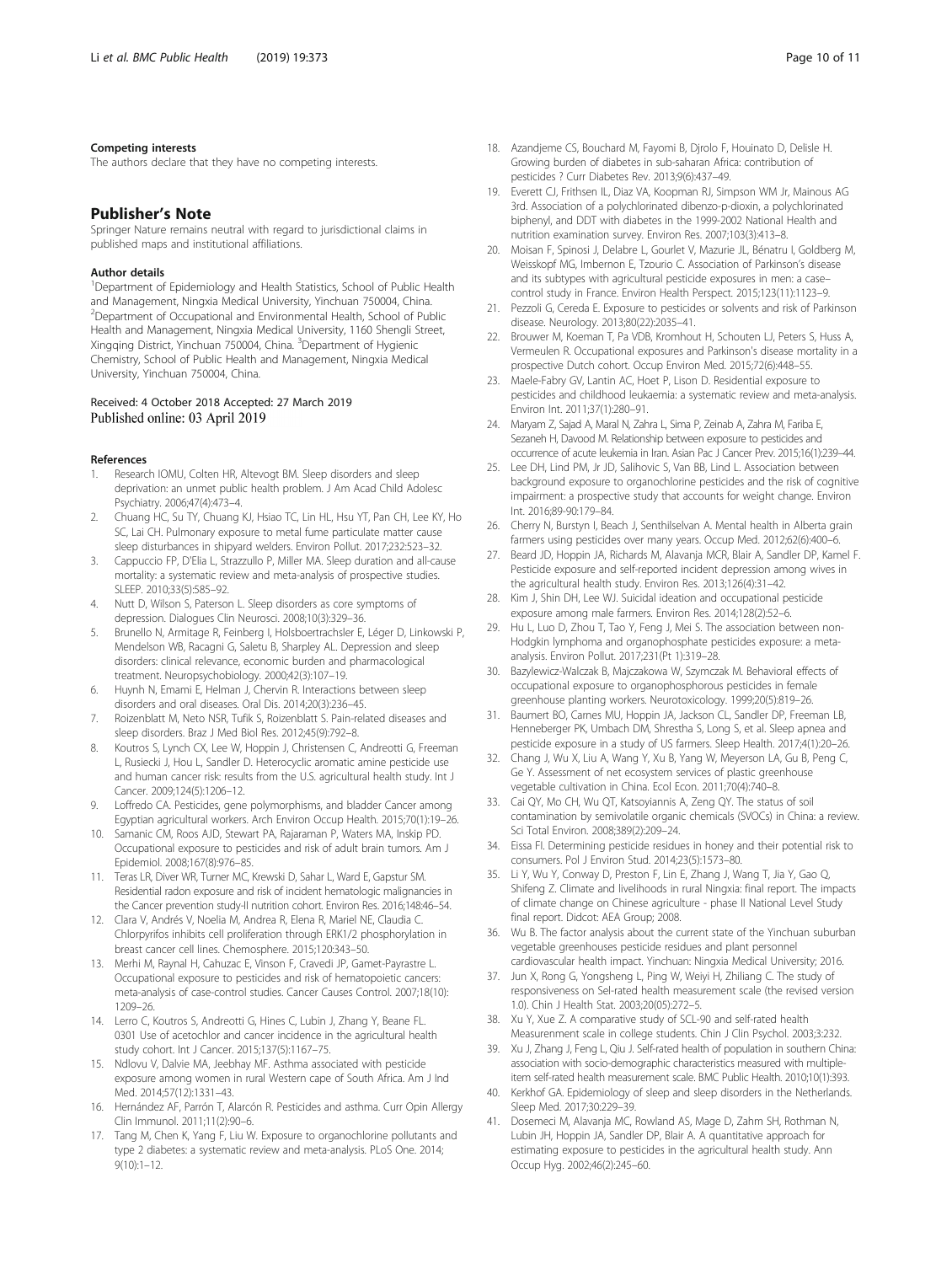#### Competing interests

The authors declare that they have no competing interests.

## Publisher's Note

Springer Nature remains neutral with regard to jurisdictional claims in published maps and institutional affiliations.

#### Author details

[1]Department of Epidemiology and Health Statistics, School of Public Health and Management, Ningxia Medical University, Yinchuan 750004, China. [2]Department of Occupational and Environmental Health, School of Public Health and Management, Ningxia Medical University, 1160 Shengli Street, Xingqing District, Yinchuan 750004, China. [3]Department of Hygienic Chemistry, School of Public Health and Management, Ningxia Medical University, Yinchuan 750004, China.

Received: 4 October 2018 Accepted: 27 March 2019
Published online: 03 April 2019

#### References

1. Research IOMU, Colten HR, Altevogt BM. Sleep disorders and sleep deprivation: an unmet public health problem. J Am Acad Child Adolesc Psychiatry. 2006;47(4):473–4.
2. Chuang HC, Su TY, Chuang KJ, Hsiao TC, Lin HL, Hsu YT, Pan CH, Lee KY, Ho SC, Lai CH. Pulmonary exposure to metal fume particulate matter cause sleep disturbances in shipyard welders. Environ Pollut. 2017;232:523–32.
3. Cappuccio FP, D'Elia L, Strazzullo P, Miller MA. Sleep duration and all-cause mortality: a systematic review and meta-analysis of prospective studies. SLEEP. 2010;33(5):585–92.
4. Nutt D, Wilson S, Paterson L. Sleep disorders as core symptoms of depression. Dialogues Clin Neurosci. 2008;10(3):329–36.
5. Brunello N, Armitage R, Feinberg I, Holsboertrachsler E, Léger D, Linkowski P, Mendelson WB, Racagni G, Saletu B, Sharpley AL. Depression and sleep disorders: clinical relevance, economic burden and pharmacological treatment. Neuropsychobiology. 2000;42(3):107–19.
6. Huynh N, Emami E, Helman J, Chervin R. Interactions between sleep disorders and oral diseases. Oral Dis. 2014;20(3):236–45.
7. Roizenblatt M, Neto NSR, Tufik S, Roizenblatt S. Pain-related diseases and sleep disorders. Braz J Med Biol Res. 2012;45(9):792–8.
8. Koutros S, Lynch CX, Lee W, Hoppin J, Christensen C, Andreotti G, Freeman L, Rusiecki J, Hou L, Sandler D. Heterocyclic aromatic amine pesticide use and human cancer risk: results from the U.S. agricultural health study. Int J Cancer. 2009;124(5):1206–12.
9. Loffredo CA. Pesticides, gene polymorphisms, and bladder Cancer among Egyptian agricultural workers. Arch Environ Occup Health. 2015;70(1):19–26.
10. Samanic CM, Roos AJD, Stewart PA, Rajaraman P, Waters MA, Inskip PD. Occupational exposure to pesticides and risk of adult brain tumors. Am J Epidemiol. 2008;167(8):976–85.
11. Teras LR, Diver WR, Turner MC, Krewski D, Sahar L, Ward E, Gapstur SM. Residential radon exposure and risk of incident hematologic malignancies in the Cancer prevention study-II nutrition cohort. Environ Res. 2016;148:46–54.
12. Clara V, Andrés V, Noelia M, Andrea R, Elena R, Mariel NE, Claudia C. Chlorpyrifos inhibits cell proliferation through ERK1/2 phosphorylation in breast cancer cell lines. Chemosphere. 2015;120:343–50.
13. Merhi M, Raynal H, Cahuzac E, Vinson F, Cravedi JP, Gamet-Payrastre L. Occupational exposure to pesticides and risk of hematopoietic cancers: meta-analysis of case-control studies. Cancer Causes Control. 2007;18(10):1209–26.
14. Lerro C, Koutros S, Andreotti G, Hines C, Lubin J, Zhang Y, Beane FL. 0301 Use of acetochlor and cancer incidence in the agricultural health study cohort. Int J Cancer. 2015;137(5):1167–75.
15. Ndlovu V, Dalvie MA, Jeebhay MF. Asthma associated with pesticide exposure among women in rural Western cape of South Africa. Am J Ind Med. 2014;57(12):1331–43.
16. Hernández AF, Parrón T, Alarcón R. Pesticides and asthma. Curr Opin Allergy Clin Immunol. 2011;11(2):90–6.
17. Tang M, Chen K, Yang F, Liu W. Exposure to organochlorine pollutants and type 2 diabetes: a systematic review and meta-analysis. PLoS One. 2014;9(10):1–12.
18. Azandjeme CS, Bouchard M, Fayomi B, Djrolo F, Houinato D, Delisle H. Growing burden of diabetes in sub-saharan Africa: contribution of pesticides ? Curr Diabetes Rev. 2013;9(6):437–49.
19. Everett CJ, Frithsen IL, Diaz VA, Koopman RJ, Simpson WM Jr, Mainous AG 3rd. Association of a polychlorinated dibenzo-p-dioxin, a polychlorinated biphenyl, and DDT with diabetes in the 1999-2002 National Health and nutrition examination survey. Environ Res. 2007;103(3):413–8.
20. Moisan F, Spinosi J, Delabre L, Gourlet V, Mazurie JL, Bénatru I, Goldberg M, Weisskopf MG, Imbernon E, Tzourio C. Association of Parkinson's disease and its subtypes with agricultural pesticide exposures in men: a case–control study in France. Environ Health Perspect. 2015;123(11):1123–9.
21. Pezzoli G, Cereda E. Exposure to pesticides or solvents and risk of Parkinson disease. Neurology. 2013;80(22):2035–41.
22. Brouwer M, Koeman T, Pa VDB, Kromhout H, Schouten LJ, Peters S, Huss A, Vermeulen R. Occupational exposures and Parkinson's disease mortality in a prospective Dutch cohort. Occup Environ Med. 2015;72(6):448–55.
23. Maele-Fabry GV, Lantin AC, Hoet P, Lison D. Residential exposure to pesticides and childhood leukaemia: a systematic review and meta-analysis. Environ Int. 2011;37(1):280–91.
24. Maryam Z, Sajad A, Maral N, Zahra L, Sima P, Zeinab A, Zahra M, Fariba E, Sezaneh H, Davood M. Relationship between exposure to pesticides and occurrence of acute leukemia in Iran. Asian Pac J Cancer Prev. 2015;16(1):239–44.
25. Lee DH, Lind PM, Jr JD, Salihovic S, Van BB, Lind L. Association between background exposure to organochlorine pesticides and the risk of cognitive impairment: a prospective study that accounts for weight change. Environ Int. 2016;89-90:179–84.
26. Cherry N, Burstyn I, Beach J, Senthilselvan A. Mental health in Alberta grain farmers using pesticides over many years. Occup Med. 2012;62(6):400–6.
27. Beard JD, Hoppin JA, Richards M, Alavanja MCR, Blair A, Sandler DP, Kamel F. Pesticide exposure and self-reported incident depression among wives in the agricultural health study. Environ Res. 2013;126(4):31–42.
28. Kim J, Shin DH, Lee WJ. Suicidal ideation and occupational pesticide exposure among male farmers. Environ Res. 2014;128(2):52–6.
29. Hu L, Luo D, Zhou T, Tao Y, Feng J, Mei S. The association between non-Hodgkin lymphoma and organophosphate pesticides exposure: a meta-analysis. Environ Pollut. 2017;231(Pt 1):319–28.
30. Bazylewicz-Walczak B, Majczakowa W, Szymczak M. Behavioral effects of occupational exposure to organophosphorous pesticides in female greenhouse planting workers. Neurotoxicology. 1999;20(5):819–26.
31. Baumert BO, Carnes MU, Hoppin JA, Jackson CL, Sandler DP, Freeman LB, Henneberger PK, Umbach DM, Shrestha S, Long S, et al. Sleep apnea and pesticide exposure in a study of US farmers. Sleep Health. 2017;4(1):20–26.
32. Chang J, Wu X, Liu A, Wang Y, Xu B, Yang W, Meyerson LA, Gu B, Peng C, Ge Y. Assessment of net ecosystem services of plastic greenhouse vegetable cultivation in China. Ecol Econ. 2011;70(4):740–8.
33. Cai QY, Mo CH, Wu QT, Katsoyiannis A, Zeng QY. The status of soil contamination by semivolatile organic chemicals (SVOCs) in China: a review. Sci Total Environ. 2008;389(2):209–24.
34. Eissa FI. Determining pesticide residues in honey and their potential risk to consumers. Pol J Environ Stud. 2014;23(5):1573–80.
35. Li Y, Wu Y, Conway D, Preston F, Lin E, Zhang J, Wang T, Jia Y, Gao Q, Shifeng Z. Climate and livelihoods in rural Ningxia: final report. The impacts of climate change on Chinese agriculture - phase II National Level Study final report. Didcot: AEA Group; 2008.
36. Wu B. The factor analysis about the current state of the Yinchuan suburban vegetable greenhouses pesticide residues and plant personnel cardiovascular health impact. Yinchuan: Ningxia Medical University; 2016.
37. Jun X, Rong G, Yongsheng L, Ping W, Weiyi H, Zhiliang C. The study of responsiveness on Sel-rated health measurement scale (the revised version 1.0). Chin J Health Stat. 2003;20(05):272–5.
38. Xu Y, Xue Z. A comparative study of SCL-90 and self-rated health Measurenment scale in college students. Chin J Clin Psychol. 2003;3:232.
39. Xu J, Zhang J, Feng L, Qiu J. Self-rated health of population in southern China: association with socio-demographic characteristics measured with multiple-item self-rated health measurement scale. BMC Public Health. 2010;10(1):393.
40. Kerkhof GA. Epidemiology of sleep and sleep disorders in the Netherlands. Sleep Med. 2017;30:229–39.
41. Dosemeci M, Alavanja MC, Rowland AS, Mage D, Zahm SH, Rothman N, Lubin JH, Hoppin JA, Sandler DP, Blair A. A quantitative approach for estimating exposure to pesticides in the agricultural health study. Ann Occup Hyg. 2002;46(2):245–60.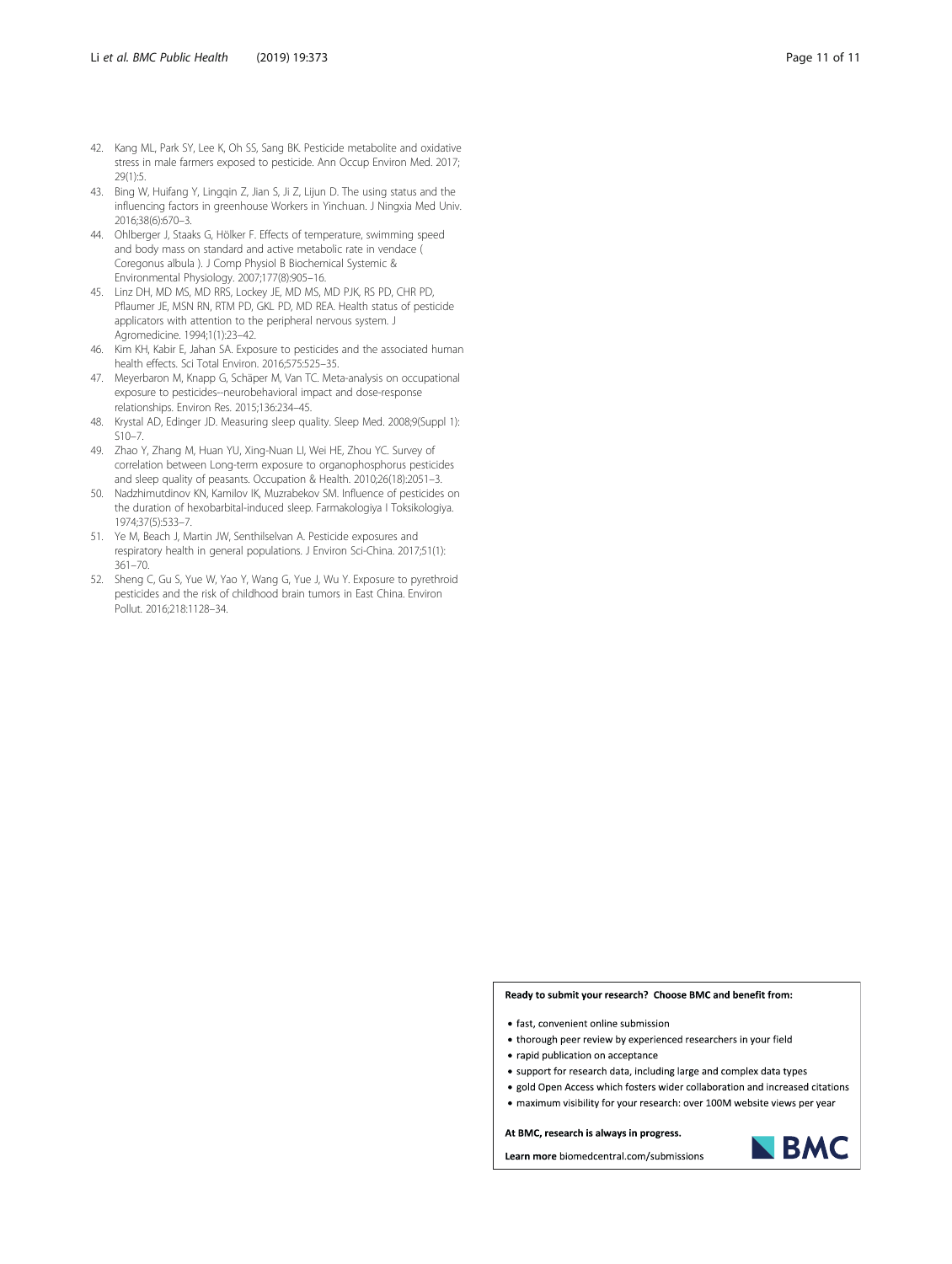42. Kang ML, Park SY, Lee K, Oh SS, Sang BK. Pesticide metabolite and oxidative stress in male farmers exposed to pesticide. Ann Occup Environ Med. 2017; 29(1):5.
43. Bing W, Huifang Y, Lingqin Z, Jian S, Ji Z, Lijun D. The using status and the influencing factors in greenhouse Workers in Yinchuan. J Ningxia Med Univ. 2016;38(6):670–3.
44. Ohlberger J, Staaks G, Hölker F. Effects of temperature, swimming speed and body mass on standard and active metabolic rate in vendace ( Coregonus albula ). J Comp Physiol B Biochemical Systemic & Environmental Physiology. 2007;177(8):905–16.
45. Linz DH, MD MS, MD RRS, Lockey JE, MD MS, MD PJK, RS PD, CHR PD, Pflaumer JE, MSN RN, RTM PD, GKL PD, MD REA. Health status of pesticide applicators with attention to the peripheral nervous system. J Agromedicine. 1994;1(1):23–42.
46. Kim KH, Kabir E, Jahan SA. Exposure to pesticides and the associated human health effects. Sci Total Environ. 2016;575:525–35.
47. Meyerbaron M, Knapp G, Schäper M, Van TC. Meta-analysis on occupational exposure to pesticides--neurobehavioral impact and dose-response relationships. Environ Res. 2015;136:234–45.
48. Krystal AD, Edinger JD. Measuring sleep quality. Sleep Med. 2008;9(Suppl 1): S10–7.
49. Zhao Y, Zhang M, Huan YU, Xing-Nuan LI, Wei HE, Zhou YC. Survey of correlation between Long-term exposure to organophosphorus pesticides and sleep quality of peasants. Occupation & Health. 2010;26(18):2051–3.
50. Nadzhimutdinov KN, Kamilov IK, Muzrabekov SM. Influence of pesticides on the duration of hexobarbital-induced sleep. Farmakologiya I Toksikologiya. 1974;37(5):533–7.
51. Ye M, Beach J, Martin JW, Senthilselvan A. Pesticide exposures and respiratory health in general populations. J Environ Sci-China. 2017;51(1): 361–70.
52. Sheng C, Gu S, Yue W, Yao Y, Wang G, Yue J, Wu Y. Exposure to pyrethroid pesticides and the risk of childhood brain tumors in East China. Environ Pollut. 2016;218:1128–34.

**Ready to submit your research? Choose BMC and benefit from:**

- fast, convenient online submission
- thorough peer review by experienced researchers in your field
- rapid publication on acceptance
- support for research data, including large and complex data types
- gold Open Access which fosters wider collaboration and increased citations
- maximum visibility for your research: over 100M website views per year

**At BMC, research is always in progress.**

**Learn more** biomedcentral.com/submissions

BMC